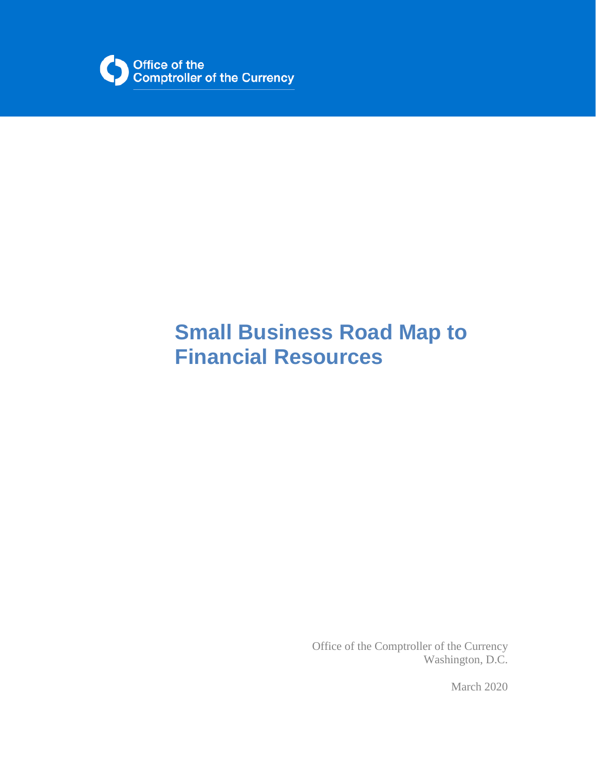Office of the Comptroller of the Currency

# Small Business Road Map to Financial Resources

Office of the Comptroller of the Currency
Washington, D.C.

March 2020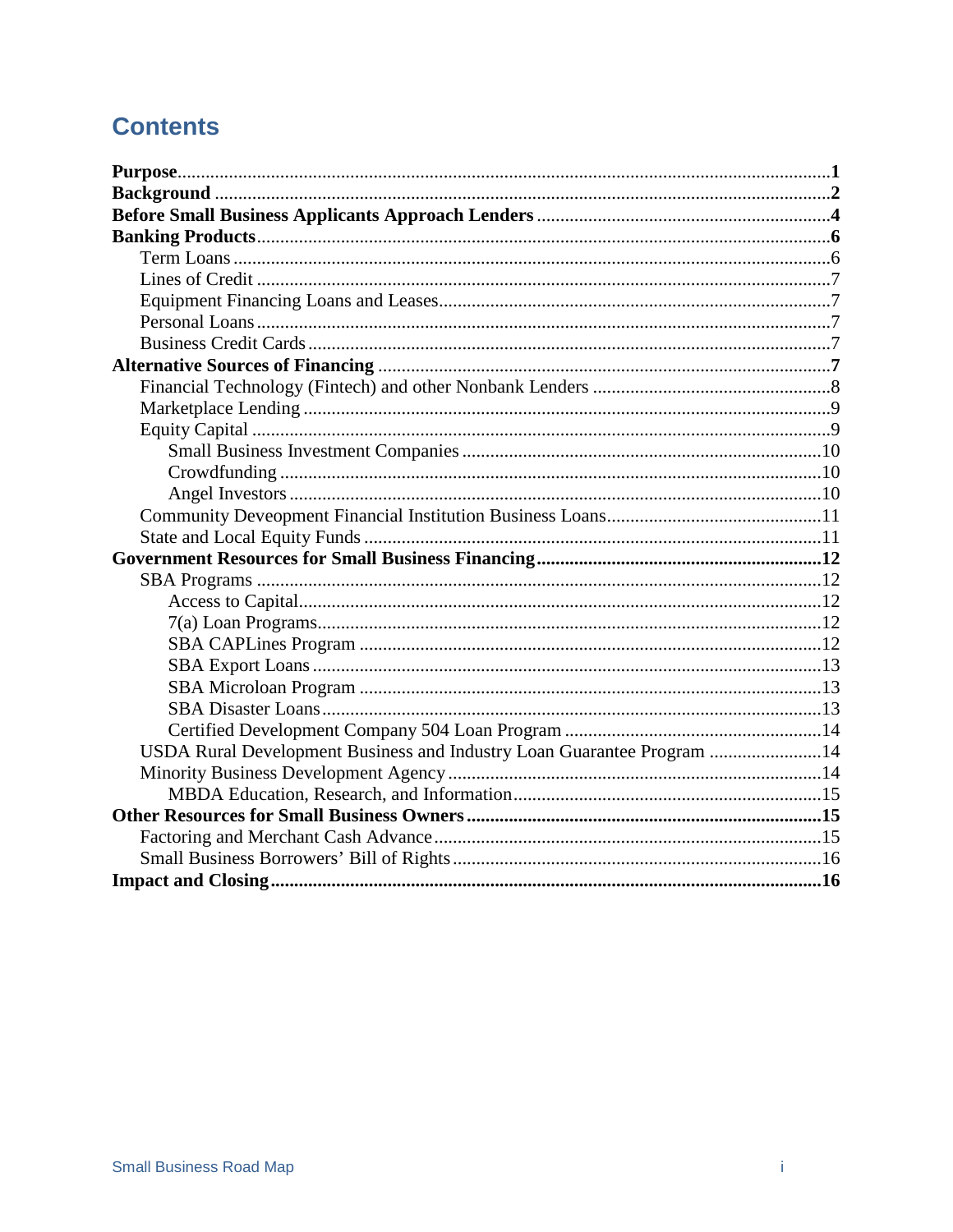# Contents

**Purpose**.....1
**Background**.....2
**Before Small Business Applicants Approach Lenders**.....4
**Banking Products**.....6
- Term Loans.....6
- Lines of Credit.....7
- Equipment Financing Loans and Leases.....7
- Personal Loans.....7
- Business Credit Cards.....7

**Alternative Sources of Financing**.....7
- Financial Technology (Fintech) and other Nonbank Lenders.....8
- Marketplace Lending.....9
- Equity Capital.....9
  - Small Business Investment Companies.....10
  - Crowdfunding.....10
  - Angel Investors.....10
- Community Deveopment Financial Institution Business Loans.....11
- State and Local Equity Funds.....11

**Government Resources for Small Business Financing**.....12
- SBA Programs.....12
  - Access to Capital.....12
  - 7(a) Loan Programs.....12
  - SBA CAPLines Program.....12
  - SBA Export Loans.....13
  - SBA Microloan Program.....13
  - SBA Disaster Loans.....13
  - Certified Development Company 504 Loan Program.....14
- USDA Rural Development Business and Industry Loan Guarantee Program.....14
- Minority Business Development Agency.....14
  - MBDA Education, Research, and Information.....15

**Other Resources for Small Business Owners**.....15
- Factoring and Merchant Cash Advance.....15
- Small Business Borrowers' Bill of Rights.....16

**Impact and Closing**.....16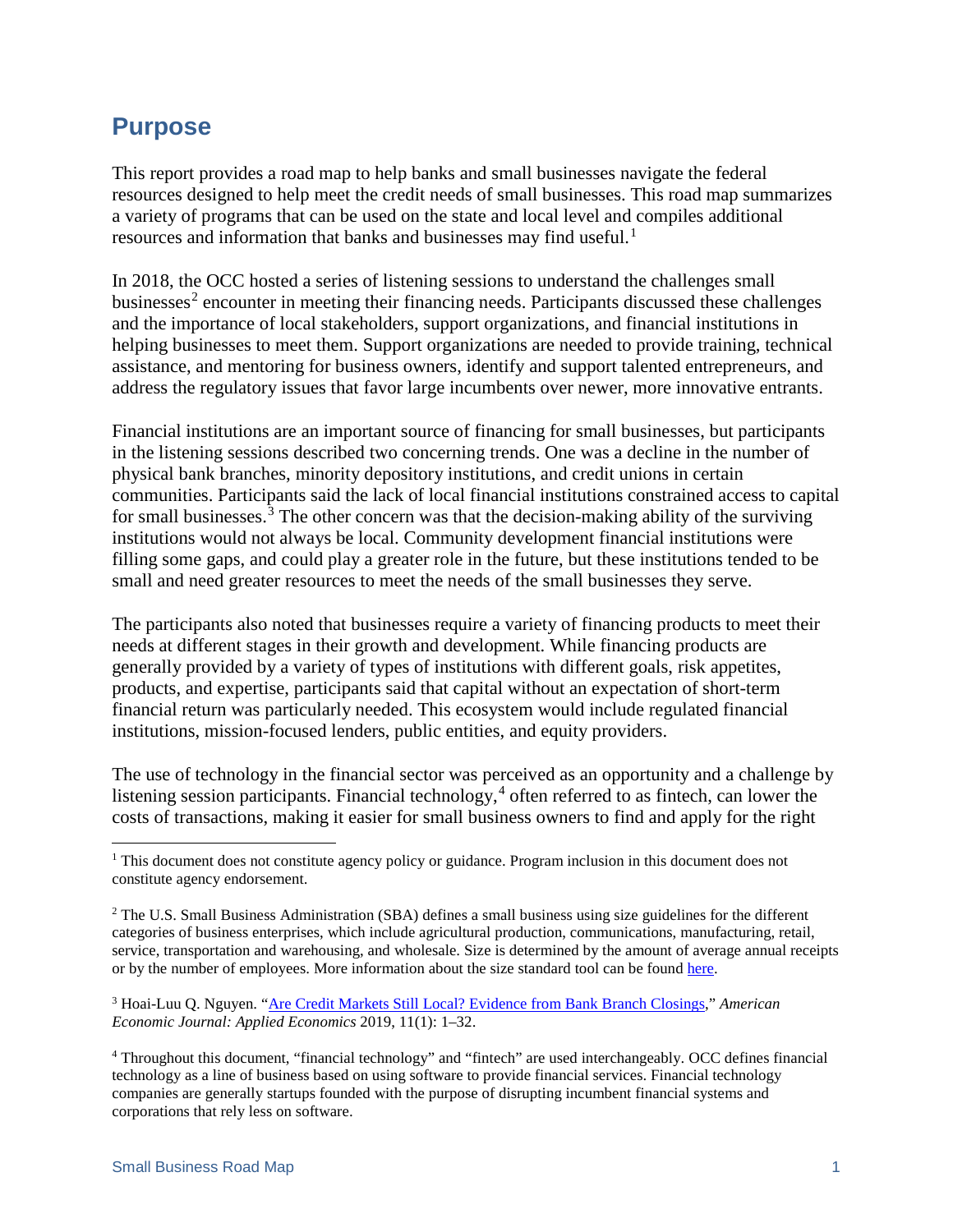## Purpose

This report provides a road map to help banks and small businesses navigate the federal resources designed to help meet the credit needs of small businesses. This road map summarizes a variety of programs that can be used on the state and local level and compiles additional resources and information that banks and businesses may find useful.[1]

In 2018, the OCC hosted a series of listening sessions to understand the challenges small businesses[2] encounter in meeting their financing needs. Participants discussed these challenges and the importance of local stakeholders, support organizations, and financial institutions in helping businesses to meet them. Support organizations are needed to provide training, technical assistance, and mentoring for business owners, identify and support talented entrepreneurs, and address the regulatory issues that favor large incumbents over newer, more innovative entrants.

Financial institutions are an important source of financing for small businesses, but participants in the listening sessions described two concerning trends. One was a decline in the number of physical bank branches, minority depository institutions, and credit unions in certain communities. Participants said the lack of local financial institutions constrained access to capital for small businesses.[3] The other concern was that the decision-making ability of the surviving institutions would not always be local. Community development financial institutions were filling some gaps, and could play a greater role in the future, but these institutions tended to be small and need greater resources to meet the needs of the small businesses they serve.

The participants also noted that businesses require a variety of financing products to meet their needs at different stages in their growth and development. While financing products are generally provided by a variety of types of institutions with different goals, risk appetites, products, and expertise, participants said that capital without an expectation of short-term financial return was particularly needed. This ecosystem would include regulated financial institutions, mission-focused lenders, public entities, and equity providers.

The use of technology in the financial sector was perceived as an opportunity and a challenge by listening session participants. Financial technology,[4] often referred to as fintech, can lower the costs of transactions, making it easier for small business owners to find and apply for the right

---

[1] This document does not constitute agency policy or guidance. Program inclusion in this document does not constitute agency endorsement.

[2] The U.S. Small Business Administration (SBA) defines a small business using size guidelines for the different categories of business enterprises, which include agricultural production, communications, manufacturing, retail, service, transportation and warehousing, and wholesale. Size is determined by the amount of average annual receipts or by the number of employees. More information about the size standard tool can be found here.

[3] Hoai-Luu Q. Nguyen. "Are Credit Markets Still Local? Evidence from Bank Branch Closings," *American Economic Journal: Applied Economics* 2019, 11(1): 1–32.

[4] Throughout this document, "financial technology" and "fintech" are used interchangeably. OCC defines financial technology as a line of business based on using software to provide financial services. Financial technology companies are generally startups founded with the purpose of disrupting incumbent financial systems and corporations that rely less on software.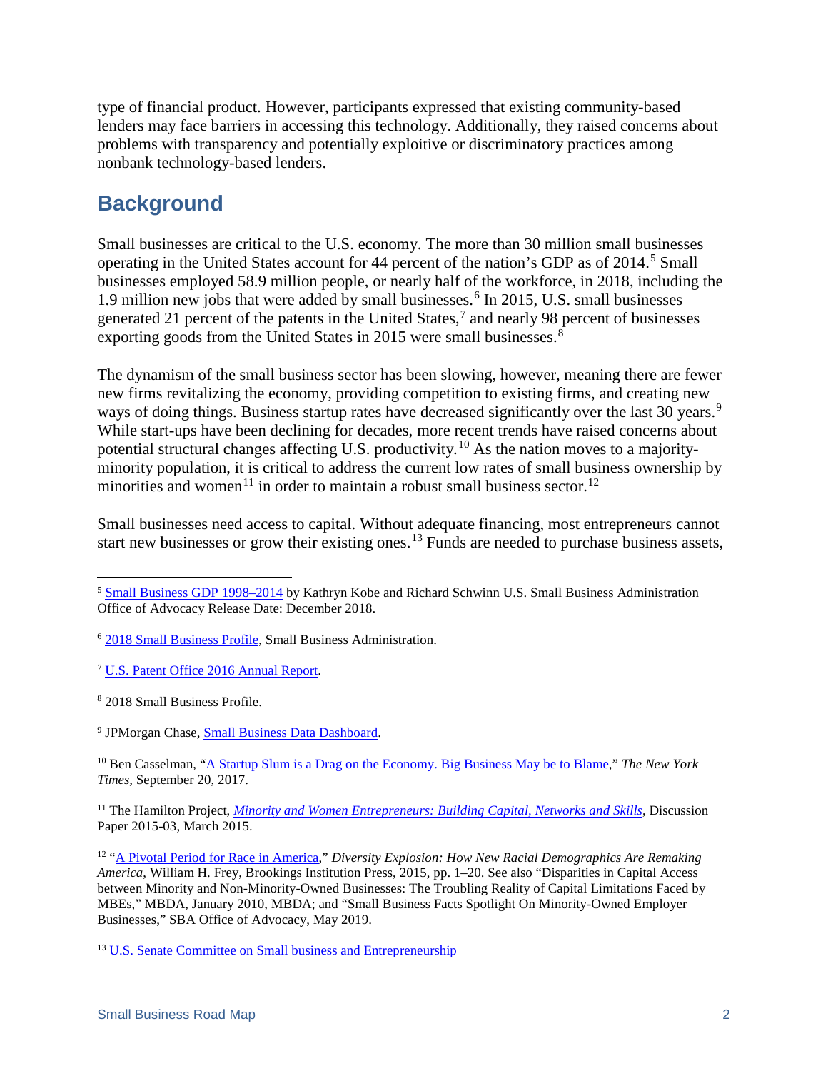type of financial product. However, participants expressed that existing community-based lenders may face barriers in accessing this technology. Additionally, they raised concerns about problems with transparency and potentially exploitive or discriminatory practices among nonbank technology-based lenders.

## Background

Small businesses are critical to the U.S. economy. The more than 30 million small businesses operating in the United States account for 44 percent of the nation's GDP as of 2014.[5] Small businesses employed 58.9 million people, or nearly half of the workforce, in 2018, including the 1.9 million new jobs that were added by small businesses.[6] In 2015, U.S. small businesses generated 21 percent of the patents in the United States,[7] and nearly 98 percent of businesses exporting goods from the United States in 2015 were small businesses.[8]

The dynamism of the small business sector has been slowing, however, meaning there are fewer new firms revitalizing the economy, providing competition to existing firms, and creating new ways of doing things. Business startup rates have decreased significantly over the last 30 years.[9] While start-ups have been declining for decades, more recent trends have raised concerns about potential structural changes affecting U.S. productivity.[10] As the nation moves to a majority-minority population, it is critical to address the current low rates of small business ownership by minorities and women[11] in order to maintain a robust small business sector.[12]

Small businesses need access to capital. Without adequate financing, most entrepreneurs cannot start new businesses or grow their existing ones.[13] Funds are needed to purchase business assets,

---

[5] Small Business GDP 1998–2014 by Kathryn Kobe and Richard Schwinn U.S. Small Business Administration Office of Advocacy Release Date: December 2018.

[6] 2018 Small Business Profile, Small Business Administration.

[7] U.S. Patent Office 2016 Annual Report.

[8] 2018 Small Business Profile.

[9] JPMorgan Chase, Small Business Data Dashboard.

[10] Ben Casselman, "A Startup Slum is a Drag on the Economy. Big Business May be to Blame," *The New York Times*, September 20, 2017.

[11] The Hamilton Project, *Minority and Women Entrepreneurs: Building Capital, Networks and Skills*, Discussion Paper 2015-03, March 2015.

[12] "A Pivotal Period for Race in America," *Diversity Explosion: How New Racial Demographics Are Remaking America*, William H. Frey, Brookings Institution Press, 2015, pp. 1–20. See also "Disparities in Capital Access between Minority and Non-Minority-Owned Businesses: The Troubling Reality of Capital Limitations Faced by MBEs," MBDA, January 2010, MBDA; and "Small Business Facts Spotlight On Minority-Owned Employer Businesses," SBA Office of Advocacy, May 2019.

[13] U.S. Senate Committee on Small business and Entrepreneurship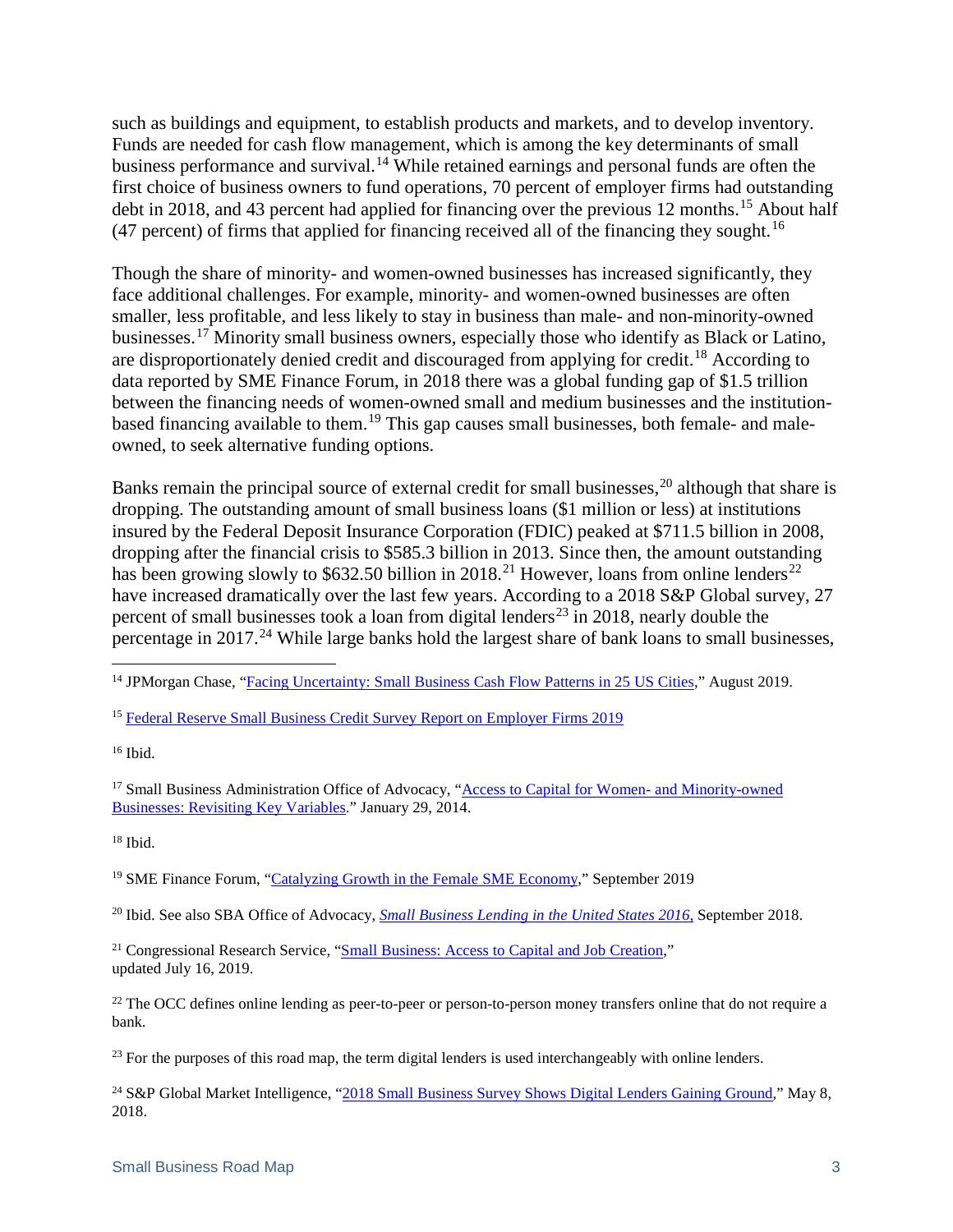such as buildings and equipment, to establish products and markets, and to develop inventory. Funds are needed for cash flow management, which is among the key determinants of small business performance and survival.[14] While retained earnings and personal funds are often the first choice of business owners to fund operations, 70 percent of employer firms had outstanding debt in 2018, and 43 percent had applied for financing over the previous 12 months.[15] About half (47 percent) of firms that applied for financing received all of the financing they sought.[16]

Though the share of minority- and women-owned businesses has increased significantly, they face additional challenges. For example, minority- and women-owned businesses are often smaller, less profitable, and less likely to stay in business than male- and non-minority-owned businesses.[17] Minority small business owners, especially those who identify as Black or Latino, are disproportionately denied credit and discouraged from applying for credit.[18] According to data reported by SME Finance Forum, in 2018 there was a global funding gap of $1.5 trillion between the financing needs of women-owned small and medium businesses and the institution-based financing available to them.[19] This gap causes small businesses, both female- and male-owned, to seek alternative funding options.

Banks remain the principal source of external credit for small businesses,[20] although that share is dropping. The outstanding amount of small business loans ($1 million or less) at institutions insured by the Federal Deposit Insurance Corporation (FDIC) peaked at $711.5 billion in 2008, dropping after the financial crisis to $585.3 billion in 2013. Since then, the amount outstanding has been growing slowly to $632.50 billion in 2018.[21] However, loans from online lenders[22] have increased dramatically over the last few years. According to a 2018 S&P Global survey, 27 percent of small businesses took a loan from digital lenders[23] in 2018, nearly double the percentage in 2017.[24] While large banks hold the largest share of bank loans to small businesses,

---

[14] JPMorgan Chase, "Facing Uncertainty: Small Business Cash Flow Patterns in 25 US Cities," August 2019.

[15] Federal Reserve Small Business Credit Survey Report on Employer Firms 2019

[16] Ibid.

[17] Small Business Administration Office of Advocacy, "Access to Capital for Women- and Minority-owned Businesses: Revisiting Key Variables." January 29, 2014.

[18] Ibid.

[19] SME Finance Forum, "Catalyzing Growth in the Female SME Economy," September 2019

[20] Ibid. See also SBA Office of Advocacy, *Small Business Lending in the United States 2016*, September 2018.

[21] Congressional Research Service, "Small Business: Access to Capital and Job Creation," updated July 16, 2019.

[22] The OCC defines online lending as peer-to-peer or person-to-person money transfers online that do not require a bank.

[23] For the purposes of this road map, the term digital lenders is used interchangeably with online lenders.

[24] S&P Global Market Intelligence, "2018 Small Business Survey Shows Digital Lenders Gaining Ground," May 8, 2018.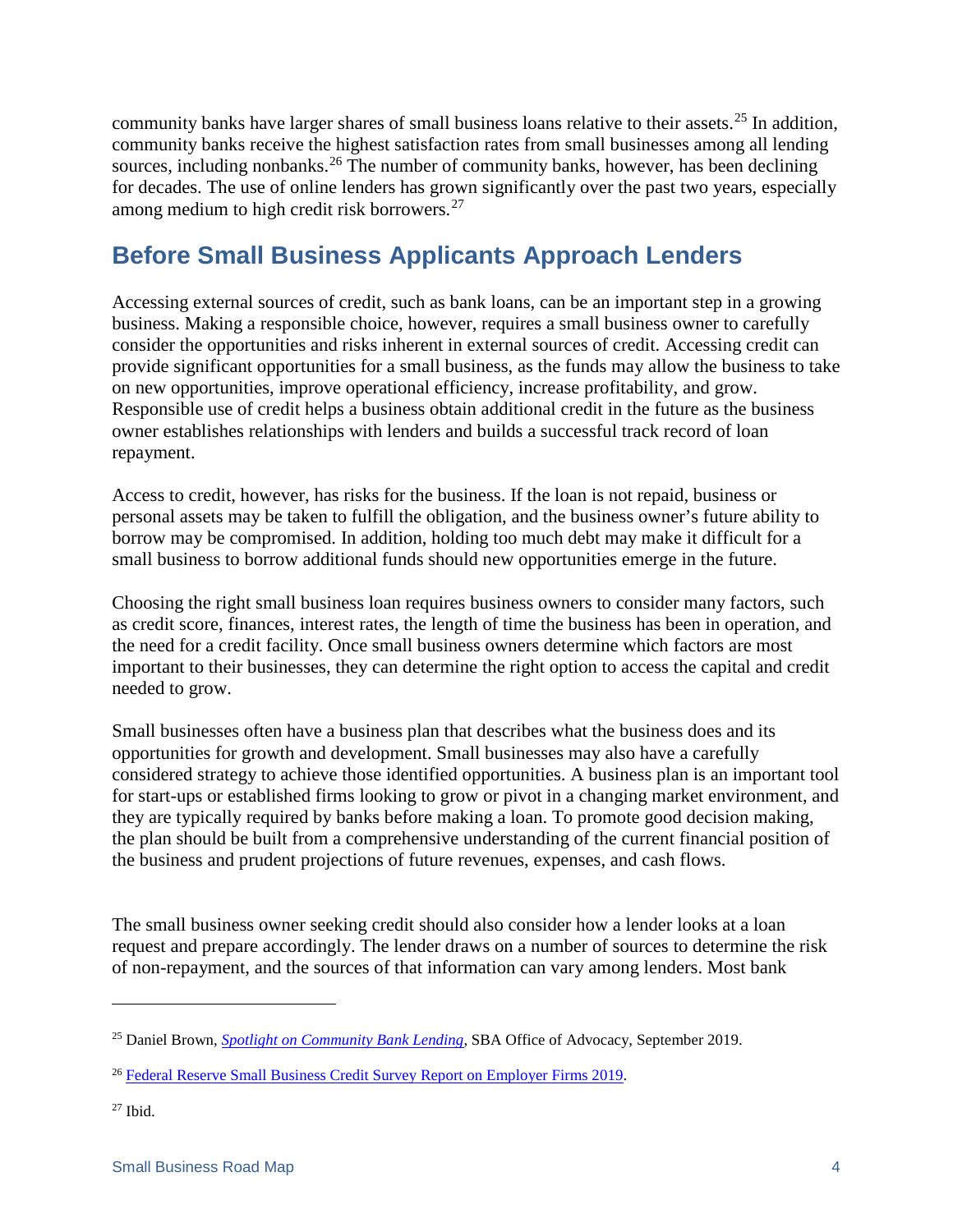community banks have larger shares of small business loans relative to their assets.[25] In addition, community banks receive the highest satisfaction rates from small businesses among all lending sources, including nonbanks.[26] The number of community banks, however, has been declining for decades. The use of online lenders has grown significantly over the past two years, especially among medium to high credit risk borrowers.[27]

## Before Small Business Applicants Approach Lenders

Accessing external sources of credit, such as bank loans, can be an important step in a growing business. Making a responsible choice, however, requires a small business owner to carefully consider the opportunities and risks inherent in external sources of credit. Accessing credit can provide significant opportunities for a small business, as the funds may allow the business to take on new opportunities, improve operational efficiency, increase profitability, and grow. Responsible use of credit helps a business obtain additional credit in the future as the business owner establishes relationships with lenders and builds a successful track record of loan repayment.

Access to credit, however, has risks for the business. If the loan is not repaid, business or personal assets may be taken to fulfill the obligation, and the business owner's future ability to borrow may be compromised. In addition, holding too much debt may make it difficult for a small business to borrow additional funds should new opportunities emerge in the future.

Choosing the right small business loan requires business owners to consider many factors, such as credit score, finances, interest rates, the length of time the business has been in operation, and the need for a credit facility. Once small business owners determine which factors are most important to their businesses, they can determine the right option to access the capital and credit needed to grow.

Small businesses often have a business plan that describes what the business does and its opportunities for growth and development. Small businesses may also have a carefully considered strategy to achieve those identified opportunities. A business plan is an important tool for start-ups or established firms looking to grow or pivot in a changing market environment, and they are typically required by banks before making a loan. To promote good decision making, the plan should be built from a comprehensive understanding of the current financial position of the business and prudent projections of future revenues, expenses, and cash flows.

The small business owner seeking credit should also consider how a lender looks at a loan request and prepare accordingly. The lender draws on a number of sources to determine the risk of non-repayment, and the sources of that information can vary among lenders. Most bank

---

[25] Daniel Brown, *Spotlight on Community Bank Lending*, SBA Office of Advocacy, September 2019.

[26] Federal Reserve Small Business Credit Survey Report on Employer Firms 2019.

[27] Ibid.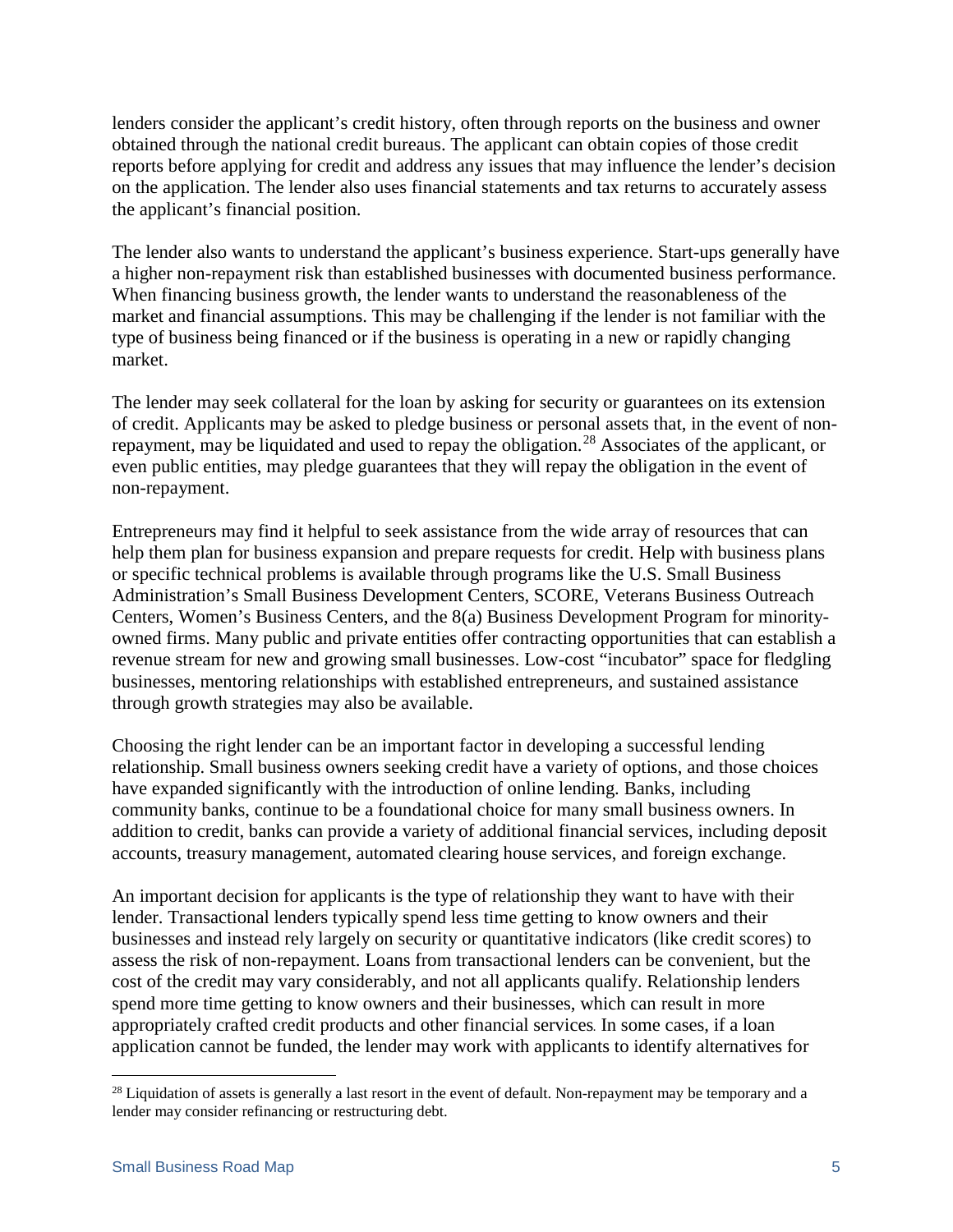lenders consider the applicant's credit history, often through reports on the business and owner obtained through the national credit bureaus. The applicant can obtain copies of those credit reports before applying for credit and address any issues that may influence the lender's decision on the application. The lender also uses financial statements and tax returns to accurately assess the applicant's financial position.

The lender also wants to understand the applicant's business experience. Start-ups generally have a higher non-repayment risk than established businesses with documented business performance. When financing business growth, the lender wants to understand the reasonableness of the market and financial assumptions. This may be challenging if the lender is not familiar with the type of business being financed or if the business is operating in a new or rapidly changing market.

The lender may seek collateral for the loan by asking for security or guarantees on its extension of credit. Applicants may be asked to pledge business or personal assets that, in the event of non-repayment, may be liquidated and used to repay the obligation.[28] Associates of the applicant, or even public entities, may pledge guarantees that they will repay the obligation in the event of non-repayment.

Entrepreneurs may find it helpful to seek assistance from the wide array of resources that can help them plan for business expansion and prepare requests for credit. Help with business plans or specific technical problems is available through programs like the U.S. Small Business Administration's Small Business Development Centers, SCORE, Veterans Business Outreach Centers, Women's Business Centers, and the 8(a) Business Development Program for minority-owned firms. Many public and private entities offer contracting opportunities that can establish a revenue stream for new and growing small businesses. Low-cost "incubator" space for fledgling businesses, mentoring relationships with established entrepreneurs, and sustained assistance through growth strategies may also be available.

Choosing the right lender can be an important factor in developing a successful lending relationship. Small business owners seeking credit have a variety of options, and those choices have expanded significantly with the introduction of online lending. Banks, including community banks, continue to be a foundational choice for many small business owners. In addition to credit, banks can provide a variety of additional financial services, including deposit accounts, treasury management, automated clearing house services, and foreign exchange.

An important decision for applicants is the type of relationship they want to have with their lender. Transactional lenders typically spend less time getting to know owners and their businesses and instead rely largely on security or quantitative indicators (like credit scores) to assess the risk of non-repayment. Loans from transactional lenders can be convenient, but the cost of the credit may vary considerably, and not all applicants qualify. Relationship lenders spend more time getting to know owners and their businesses, which can result in more appropriately crafted credit products and other financial services. In some cases, if a loan application cannot be funded, the lender may work with applicants to identify alternatives for

[28] Liquidation of assets is generally a last resort in the event of default. Non-repayment may be temporary and a lender may consider refinancing or restructuring debt.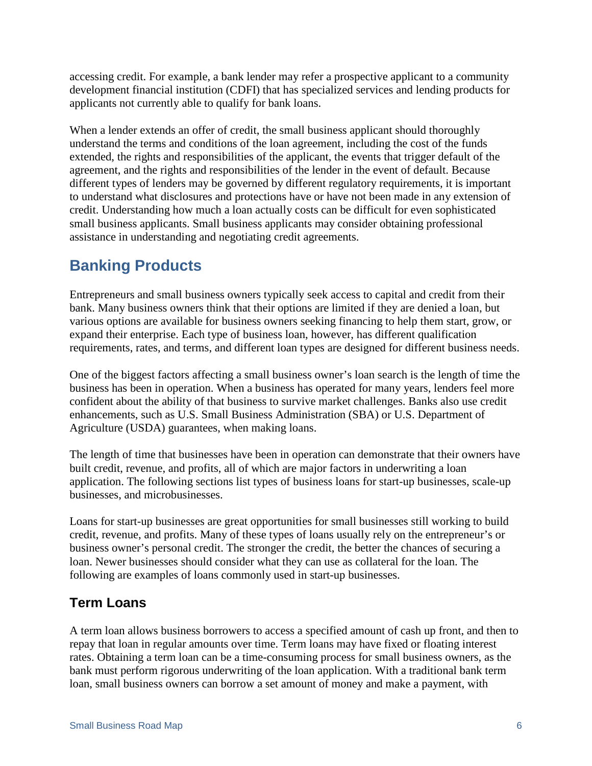accessing credit. For example, a bank lender may refer a prospective applicant to a community development financial institution (CDFI) that has specialized services and lending products for applicants not currently able to qualify for bank loans.

When a lender extends an offer of credit, the small business applicant should thoroughly understand the terms and conditions of the loan agreement, including the cost of the funds extended, the rights and responsibilities of the applicant, the events that trigger default of the agreement, and the rights and responsibilities of the lender in the event of default. Because different types of lenders may be governed by different regulatory requirements, it is important to understand what disclosures and protections have or have not been made in any extension of credit. Understanding how much a loan actually costs can be difficult for even sophisticated small business applicants. Small business applicants may consider obtaining professional assistance in understanding and negotiating credit agreements.

## Banking Products

Entrepreneurs and small business owners typically seek access to capital and credit from their bank. Many business owners think that their options are limited if they are denied a loan, but various options are available for business owners seeking financing to help them start, grow, or expand their enterprise. Each type of business loan, however, has different qualification requirements, rates, and terms, and different loan types are designed for different business needs.

One of the biggest factors affecting a small business owner's loan search is the length of time the business has been in operation. When a business has operated for many years, lenders feel more confident about the ability of that business to survive market challenges. Banks also use credit enhancements, such as U.S. Small Business Administration (SBA) or U.S. Department of Agriculture (USDA) guarantees, when making loans.

The length of time that businesses have been in operation can demonstrate that their owners have built credit, revenue, and profits, all of which are major factors in underwriting a loan application. The following sections list types of business loans for start-up businesses, scale-up businesses, and microbusinesses.

Loans for start-up businesses are great opportunities for small businesses still working to build credit, revenue, and profits. Many of these types of loans usually rely on the entrepreneur's or business owner's personal credit. The stronger the credit, the better the chances of securing a loan. Newer businesses should consider what they can use as collateral for the loan. The following are examples of loans commonly used in start-up businesses.

### Term Loans

A term loan allows business borrowers to access a specified amount of cash up front, and then to repay that loan in regular amounts over time. Term loans may have fixed or floating interest rates. Obtaining a term loan can be a time-consuming process for small business owners, as the bank must perform rigorous underwriting of the loan application. With a traditional bank term loan, small business owners can borrow a set amount of money and make a payment, with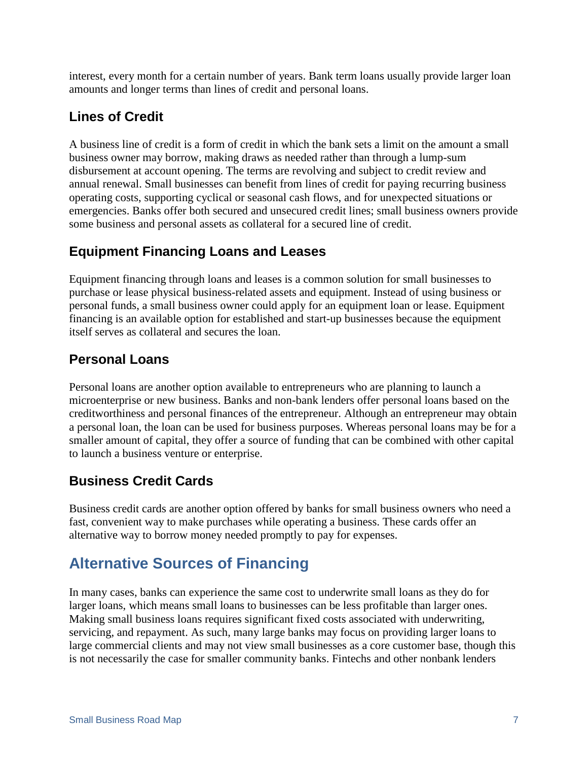interest, every month for a certain number of years. Bank term loans usually provide larger loan amounts and longer terms than lines of credit and personal loans.

### Lines of Credit

A business line of credit is a form of credit in which the bank sets a limit on the amount a small business owner may borrow, making draws as needed rather than through a lump-sum disbursement at account opening. The terms are revolving and subject to credit review and annual renewal. Small businesses can benefit from lines of credit for paying recurring business operating costs, supporting cyclical or seasonal cash flows, and for unexpected situations or emergencies. Banks offer both secured and unsecured credit lines; small business owners provide some business and personal assets as collateral for a secured line of credit.

### Equipment Financing Loans and Leases

Equipment financing through loans and leases is a common solution for small businesses to purchase or lease physical business-related assets and equipment. Instead of using business or personal funds, a small business owner could apply for an equipment loan or lease. Equipment financing is an available option for established and start-up businesses because the equipment itself serves as collateral and secures the loan.

### Personal Loans

Personal loans are another option available to entrepreneurs who are planning to launch a microenterprise or new business. Banks and non-bank lenders offer personal loans based on the creditworthiness and personal finances of the entrepreneur. Although an entrepreneur may obtain a personal loan, the loan can be used for business purposes. Whereas personal loans may be for a smaller amount of capital, they offer a source of funding that can be combined with other capital to launch a business venture or enterprise.

### Business Credit Cards

Business credit cards are another option offered by banks for small business owners who need a fast, convenient way to make purchases while operating a business. These cards offer an alternative way to borrow money needed promptly to pay for expenses.

## Alternative Sources of Financing

In many cases, banks can experience the same cost to underwrite small loans as they do for larger loans, which means small loans to businesses can be less profitable than larger ones. Making small business loans requires significant fixed costs associated with underwriting, servicing, and repayment. As such, many large banks may focus on providing larger loans to large commercial clients and may not view small businesses as a core customer base, though this is not necessarily the case for smaller community banks. Fintechs and other nonbank lenders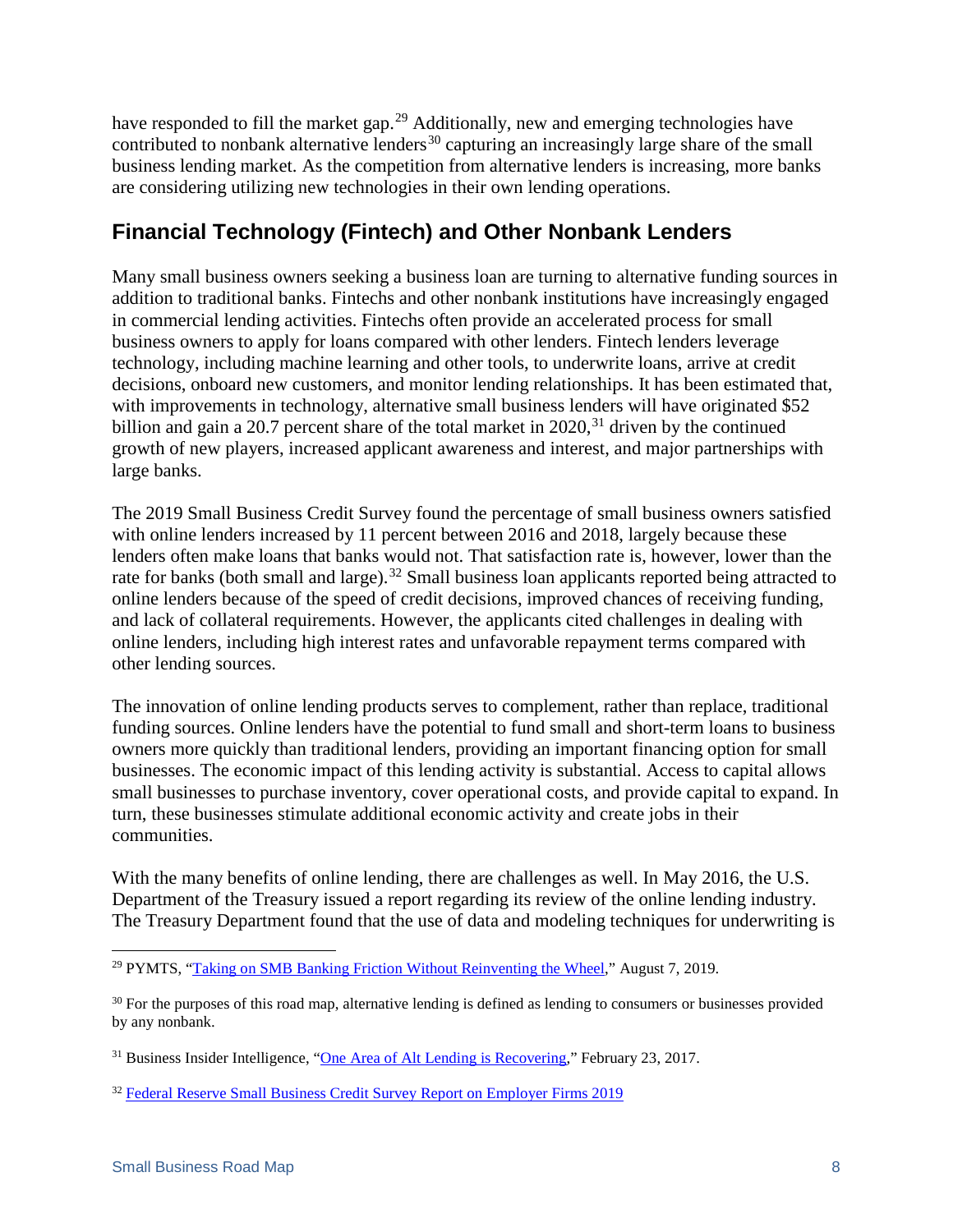have responded to fill the market gap.[29] Additionally, new and emerging technologies have contributed to nonbank alternative lenders[30] capturing an increasingly large share of the small business lending market. As the competition from alternative lenders is increasing, more banks are considering utilizing new technologies in their own lending operations.

## Financial Technology (Fintech) and Other Nonbank Lenders

Many small business owners seeking a business loan are turning to alternative funding sources in addition to traditional banks. Fintechs and other nonbank institutions have increasingly engaged in commercial lending activities. Fintechs often provide an accelerated process for small business owners to apply for loans compared with other lenders. Fintech lenders leverage technology, including machine learning and other tools, to underwrite loans, arrive at credit decisions, onboard new customers, and monitor lending relationships. It has been estimated that, with improvements in technology, alternative small business lenders will have originated $52 billion and gain a 20.7 percent share of the total market in 2020,[31] driven by the continued growth of new players, increased applicant awareness and interest, and major partnerships with large banks.

The 2019 Small Business Credit Survey found the percentage of small business owners satisfied with online lenders increased by 11 percent between 2016 and 2018, largely because these lenders often make loans that banks would not. That satisfaction rate is, however, lower than the rate for banks (both small and large).[32] Small business loan applicants reported being attracted to online lenders because of the speed of credit decisions, improved chances of receiving funding, and lack of collateral requirements. However, the applicants cited challenges in dealing with online lenders, including high interest rates and unfavorable repayment terms compared with other lending sources.

The innovation of online lending products serves to complement, rather than replace, traditional funding sources. Online lenders have the potential to fund small and short-term loans to business owners more quickly than traditional lenders, providing an important financing option for small businesses. The economic impact of this lending activity is substantial. Access to capital allows small businesses to purchase inventory, cover operational costs, and provide capital to expand. In turn, these businesses stimulate additional economic activity and create jobs in their communities.

With the many benefits of online lending, there are challenges as well. In May 2016, the U.S. Department of the Treasury issued a report regarding its review of the online lending industry. The Treasury Department found that the use of data and modeling techniques for underwriting is

---

[29] PYMTS, "Taking on SMB Banking Friction Without Reinventing the Wheel," August 7, 2019.

[30] For the purposes of this road map, alternative lending is defined as lending to consumers or businesses provided by any nonbank.

[31] Business Insider Intelligence, "One Area of Alt Lending is Recovering," February 23, 2017.

[32] Federal Reserve Small Business Credit Survey Report on Employer Firms 2019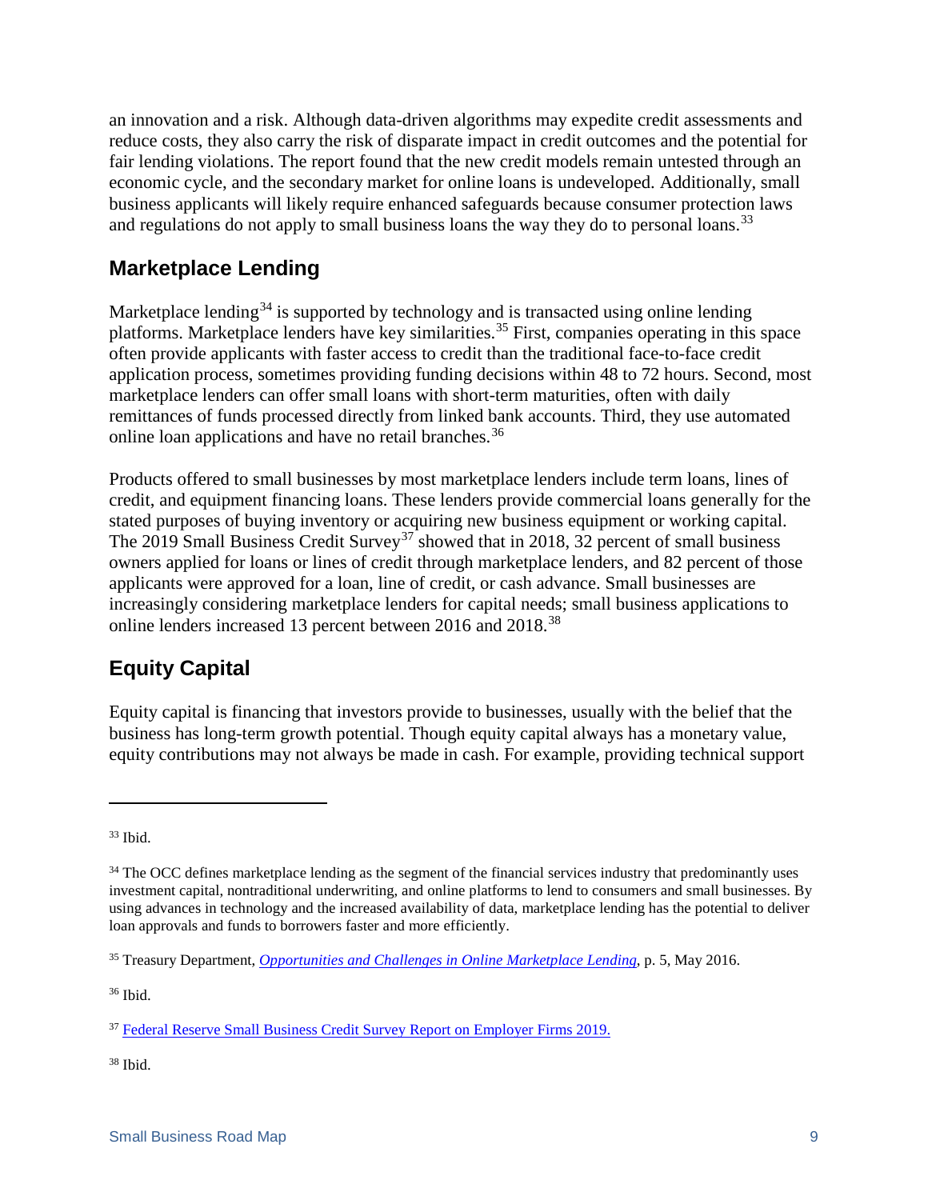an innovation and a risk. Although data-driven algorithms may expedite credit assessments and reduce costs, they also carry the risk of disparate impact in credit outcomes and the potential for fair lending violations. The report found that the new credit models remain untested through an economic cycle, and the secondary market for online loans is undeveloped. Additionally, small business applicants will likely require enhanced safeguards because consumer protection laws and regulations do not apply to small business loans the way they do to personal loans.[33]

## Marketplace Lending

Marketplace lending[34] is supported by technology and is transacted using online lending platforms. Marketplace lenders have key similarities.[35] First, companies operating in this space often provide applicants with faster access to credit than the traditional face-to-face credit application process, sometimes providing funding decisions within 48 to 72 hours. Second, most marketplace lenders can offer small loans with short-term maturities, often with daily remittances of funds processed directly from linked bank accounts. Third, they use automated online loan applications and have no retail branches.[36]

Products offered to small businesses by most marketplace lenders include term loans, lines of credit, and equipment financing loans. These lenders provide commercial loans generally for the stated purposes of buying inventory or acquiring new business equipment or working capital. The 2019 Small Business Credit Survey[37] showed that in 2018, 32 percent of small business owners applied for loans or lines of credit through marketplace lenders, and 82 percent of those applicants were approved for a loan, line of credit, or cash advance. Small businesses are increasingly considering marketplace lenders for capital needs; small business applications to online lenders increased 13 percent between 2016 and 2018.[38]

## Equity Capital

Equity capital is financing that investors provide to businesses, usually with the belief that the business has long-term growth potential. Though equity capital always has a monetary value, equity contributions may not always be made in cash. For example, providing technical support

---

[33] Ibid.

[34] The OCC defines marketplace lending as the segment of the financial services industry that predominantly uses investment capital, nontraditional underwriting, and online platforms to lend to consumers and small businesses. By using advances in technology and the increased availability of data, marketplace lending has the potential to deliver loan approvals and funds to borrowers faster and more efficiently.

[35] Treasury Department, *Opportunities and Challenges in Online Marketplace Lending*, p. 5, May 2016.

[36] Ibid.

[37] Federal Reserve Small Business Credit Survey Report on Employer Firms 2019.

[38] Ibid.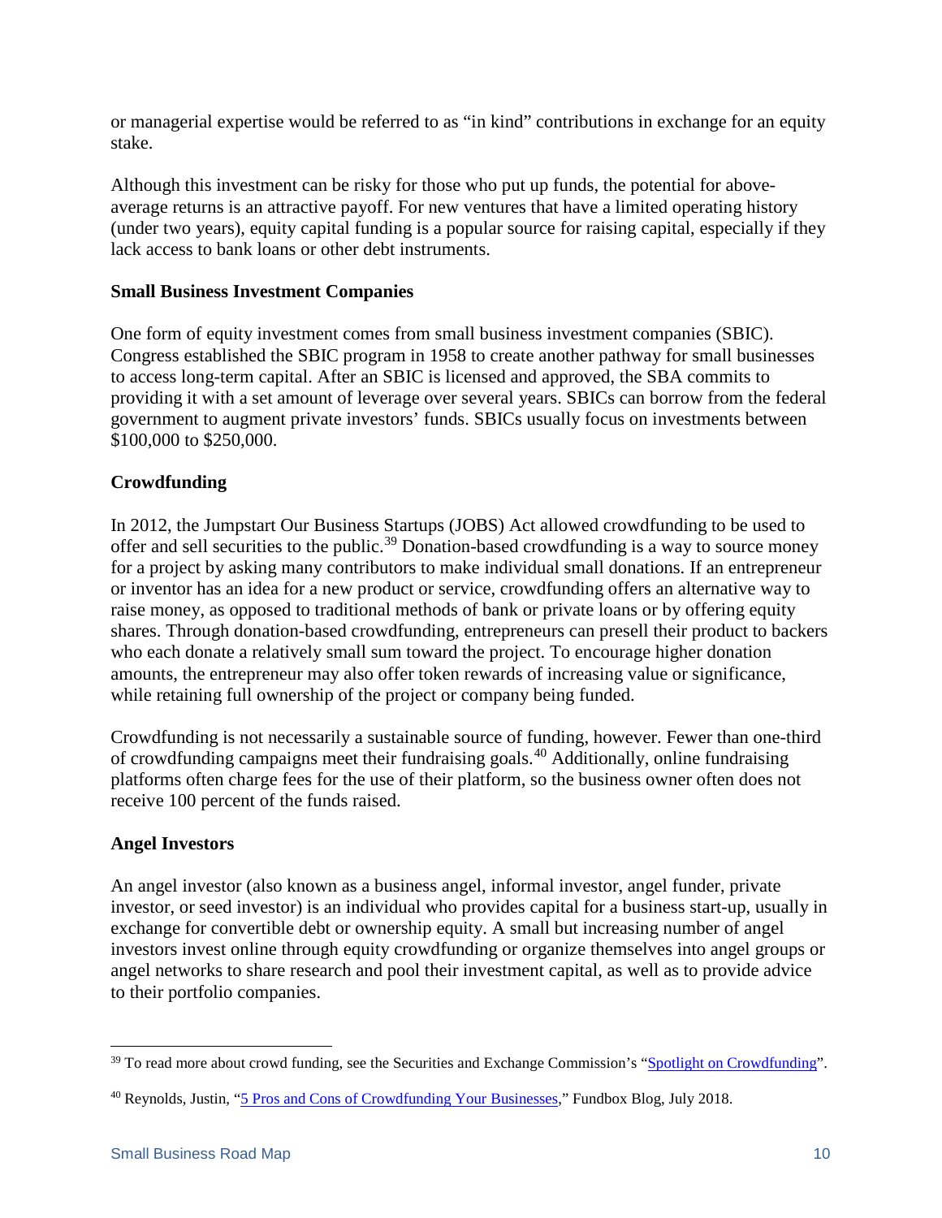or managerial expertise would be referred to as "in kind" contributions in exchange for an equity stake.

Although this investment can be risky for those who put up funds, the potential for above-average returns is an attractive payoff. For new ventures that have a limited operating history (under two years), equity capital funding is a popular source for raising capital, especially if they lack access to bank loans or other debt instruments.

**Small Business Investment Companies**

One form of equity investment comes from small business investment companies (SBIC). Congress established the SBIC program in 1958 to create another pathway for small businesses to access long-term capital. After an SBIC is licensed and approved, the SBA commits to providing it with a set amount of leverage over several years. SBICs can borrow from the federal government to augment private investors' funds. SBICs usually focus on investments between $100,000 to $250,000.

**Crowdfunding**

In 2012, the Jumpstart Our Business Startups (JOBS) Act allowed crowdfunding to be used to offer and sell securities to the public.[39] Donation-based crowdfunding is a way to source money for a project by asking many contributors to make individual small donations. If an entrepreneur or inventor has an idea for a new product or service, crowdfunding offers an alternative way to raise money, as opposed to traditional methods of bank or private loans or by offering equity shares. Through donation-based crowdfunding, entrepreneurs can presell their product to backers who each donate a relatively small sum toward the project. To encourage higher donation amounts, the entrepreneur may also offer token rewards of increasing value or significance, while retaining full ownership of the project or company being funded.

Crowdfunding is not necessarily a sustainable source of funding, however. Fewer than one-third of crowdfunding campaigns meet their fundraising goals.[40] Additionally, online fundraising platforms often charge fees for the use of their platform, so the business owner often does not receive 100 percent of the funds raised.

**Angel Investors**

An angel investor (also known as a business angel, informal investor, angel funder, private investor, or seed investor) is an individual who provides capital for a business start-up, usually in exchange for convertible debt or ownership equity. A small but increasing number of angel investors invest online through equity crowdfunding or organize themselves into angel groups or angel networks to share research and pool their investment capital, as well as to provide advice to their portfolio companies.

---

[39] To read more about crowd funding, see the Securities and Exchange Commission's "Spotlight on Crowdfunding".

[40] Reynolds, Justin, "5 Pros and Cons of Crowdfunding Your Businesses," Fundbox Blog, July 2018.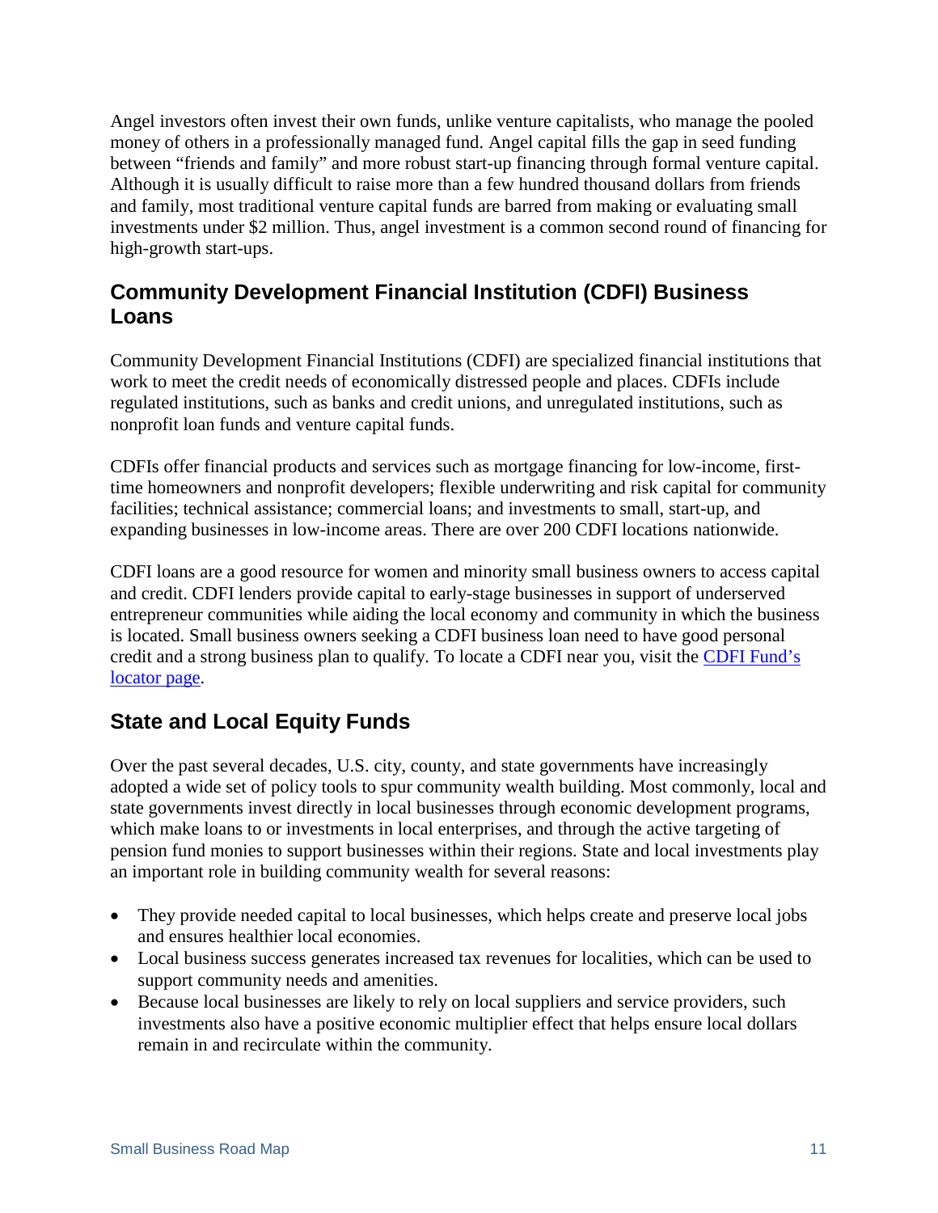Angel investors often invest their own funds, unlike venture capitalists, who manage the pooled money of others in a professionally managed fund. Angel capital fills the gap in seed funding between "friends and family" and more robust start-up financing through formal venture capital. Although it is usually difficult to raise more than a few hundred thousand dollars from friends and family, most traditional venture capital funds are barred from making or evaluating small investments under $2 million. Thus, angel investment is a common second round of financing for high-growth start-ups.

## Community Development Financial Institution (CDFI) Business Loans

Community Development Financial Institutions (CDFI) are specialized financial institutions that work to meet the credit needs of economically distressed people and places. CDFIs include regulated institutions, such as banks and credit unions, and unregulated institutions, such as nonprofit loan funds and venture capital funds.

CDFIs offer financial products and services such as mortgage financing for low-income, first-time homeowners and nonprofit developers; flexible underwriting and risk capital for community facilities; technical assistance; commercial loans; and investments to small, start-up, and expanding businesses in low-income areas. There are over 200 CDFI locations nationwide.

CDFI loans are a good resource for women and minority small business owners to access capital and credit. CDFI lenders provide capital to early-stage businesses in support of underserved entrepreneur communities while aiding the local economy and community in which the business is located. Small business owners seeking a CDFI business loan need to have good personal credit and a strong business plan to qualify. To locate a CDFI near you, visit the CDFI Fund's locator page.

## State and Local Equity Funds

Over the past several decades, U.S. city, county, and state governments have increasingly adopted a wide set of policy tools to spur community wealth building. Most commonly, local and state governments invest directly in local businesses through economic development programs, which make loans to or investments in local enterprises, and through the active targeting of pension fund monies to support businesses within their regions. State and local investments play an important role in building community wealth for several reasons:

- They provide needed capital to local businesses, which helps create and preserve local jobs and ensures healthier local economies.
- Local business success generates increased tax revenues for localities, which can be used to support community needs and amenities.
- Because local businesses are likely to rely on local suppliers and service providers, such investments also have a positive economic multiplier effect that helps ensure local dollars remain in and recirculate within the community.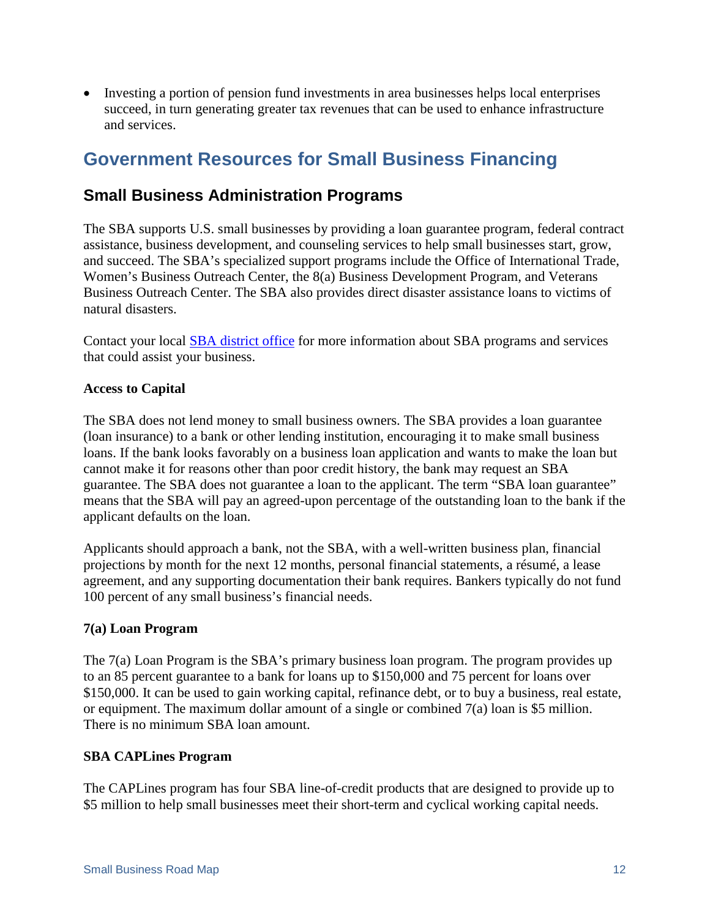- Investing a portion of pension fund investments in area businesses helps local enterprises succeed, in turn generating greater tax revenues that can be used to enhance infrastructure and services.

# Government Resources for Small Business Financing

## Small Business Administration Programs

The SBA supports U.S. small businesses by providing a loan guarantee program, federal contract assistance, business development, and counseling services to help small businesses start, grow, and succeed. The SBA's specialized support programs include the Office of International Trade, Women's Business Outreach Center, the 8(a) Business Development Program, and Veterans Business Outreach Center. The SBA also provides direct disaster assistance loans to victims of natural disasters.

Contact your local SBA district office for more information about SBA programs and services that could assist your business.

**Access to Capital**

The SBA does not lend money to small business owners. The SBA provides a loan guarantee (loan insurance) to a bank or other lending institution, encouraging it to make small business loans. If the bank looks favorably on a business loan application and wants to make the loan but cannot make it for reasons other than poor credit history, the bank may request an SBA guarantee. The SBA does not guarantee a loan to the applicant. The term "SBA loan guarantee" means that the SBA will pay an agreed-upon percentage of the outstanding loan to the bank if the applicant defaults on the loan.

Applicants should approach a bank, not the SBA, with a well-written business plan, financial projections by month for the next 12 months, personal financial statements, a résumé, a lease agreement, and any supporting documentation their bank requires. Bankers typically do not fund 100 percent of any small business's financial needs.

**7(a) Loan Program**

The 7(a) Loan Program is the SBA's primary business loan program. The program provides up to an 85 percent guarantee to a bank for loans up to $150,000 and 75 percent for loans over $150,000. It can be used to gain working capital, refinance debt, or to buy a business, real estate, or equipment. The maximum dollar amount of a single or combined 7(a) loan is $5 million. There is no minimum SBA loan amount.

**SBA CAPLines Program**

The CAPLines program has four SBA line-of-credit products that are designed to provide up to $5 million to help small businesses meet their short-term and cyclical working capital needs.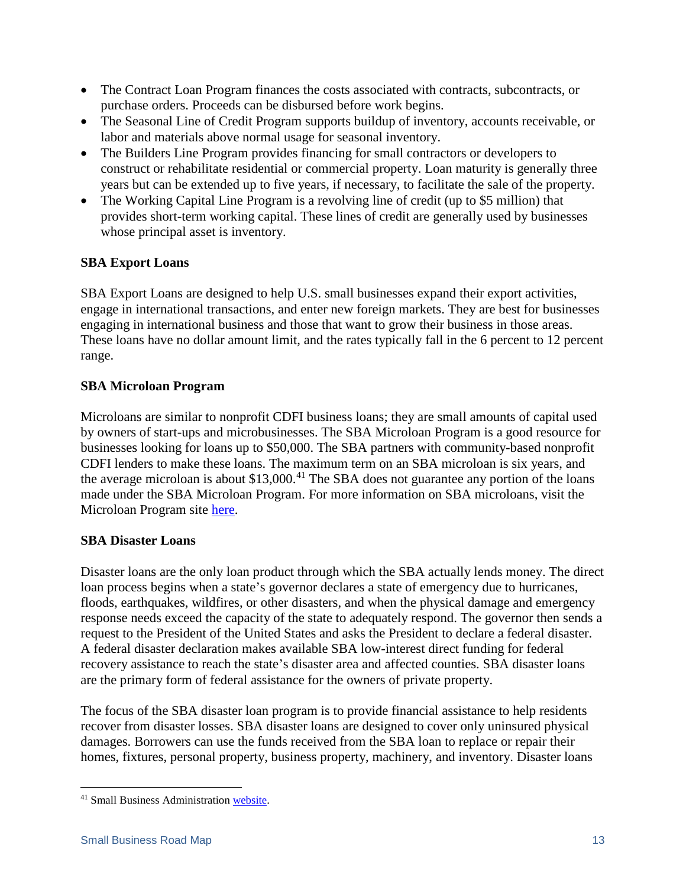- The Contract Loan Program finances the costs associated with contracts, subcontracts, or purchase orders. Proceeds can be disbursed before work begins.
- The Seasonal Line of Credit Program supports buildup of inventory, accounts receivable, or labor and materials above normal usage for seasonal inventory.
- The Builders Line Program provides financing for small contractors or developers to construct or rehabilitate residential or commercial property. Loan maturity is generally three years but can be extended up to five years, if necessary, to facilitate the sale of the property.
- The Working Capital Line Program is a revolving line of credit (up to $5 million) that provides short-term working capital. These lines of credit are generally used by businesses whose principal asset is inventory.

**SBA Export Loans**

SBA Export Loans are designed to help U.S. small businesses expand their export activities, engage in international transactions, and enter new foreign markets. They are best for businesses engaging in international business and those that want to grow their business in those areas. These loans have no dollar amount limit, and the rates typically fall in the 6 percent to 12 percent range.

**SBA Microloan Program**

Microloans are similar to nonprofit CDFI business loans; they are small amounts of capital used by owners of start-ups and microbusinesses. The SBA Microloan Program is a good resource for businesses looking for loans up to $50,000. The SBA partners with community-based nonprofit CDFI lenders to make these loans. The maximum term on an SBA microloan is six years, and the average microloan is about $13,000.[41] The SBA does not guarantee any portion of the loans made under the SBA Microloan Program. For more information on SBA microloans, visit the Microloan Program site here.

**SBA Disaster Loans**

Disaster loans are the only loan product through which the SBA actually lends money. The direct loan process begins when a state's governor declares a state of emergency due to hurricanes, floods, earthquakes, wildfires, or other disasters, and when the physical damage and emergency response needs exceed the capacity of the state to adequately respond. The governor then sends a request to the President of the United States and asks the President to declare a federal disaster. A federal disaster declaration makes available SBA low-interest direct funding for federal recovery assistance to reach the state's disaster area and affected counties. SBA disaster loans are the primary form of federal assistance for the owners of private property.

The focus of the SBA disaster loan program is to provide financial assistance to help residents recover from disaster losses. SBA disaster loans are designed to cover only uninsured physical damages. Borrowers can use the funds received from the SBA loan to replace or repair their homes, fixtures, personal property, business property, machinery, and inventory. Disaster loans

[41] Small Business Administration website.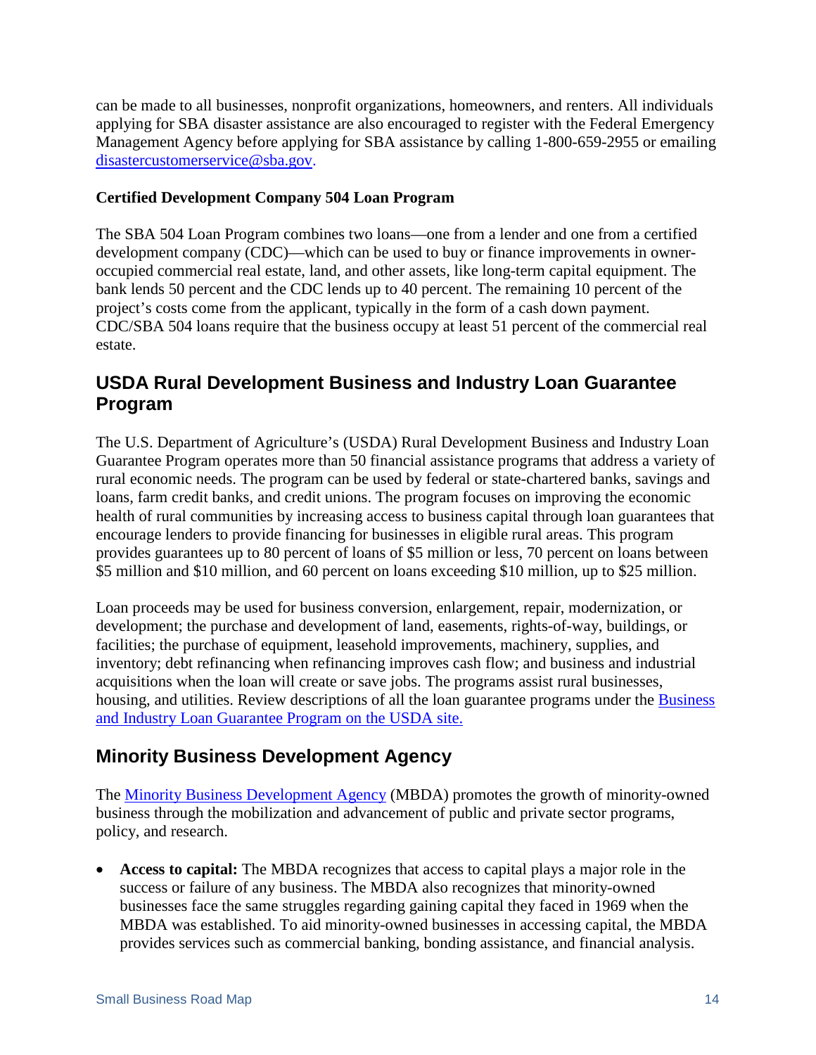can be made to all businesses, nonprofit organizations, homeowners, and renters. All individuals applying for SBA disaster assistance are also encouraged to register with the Federal Emergency Management Agency before applying for SBA assistance by calling 1-800-659-2955 or emailing [disastercustomerservice@sba.gov](mailto:disastercustomerservice@sba.gov).

### Certified Development Company 504 Loan Program

The SBA 504 Loan Program combines two loans—one from a lender and one from a certified development company (CDC)—which can be used to buy or finance improvements in owner-occupied commercial real estate, land, and other assets, like long-term capital equipment. The bank lends 50 percent and the CDC lends up to 40 percent. The remaining 10 percent of the project's costs come from the applicant, typically in the form of a cash down payment. CDC/SBA 504 loans require that the business occupy at least 51 percent of the commercial real estate.

## USDA Rural Development Business and Industry Loan Guarantee Program

The U.S. Department of Agriculture's (USDA) Rural Development Business and Industry Loan Guarantee Program operates more than 50 financial assistance programs that address a variety of rural economic needs. The program can be used by federal or state-chartered banks, savings and loans, farm credit banks, and credit unions. The program focuses on improving the economic health of rural communities by increasing access to business capital through loan guarantees that encourage lenders to provide financing for businesses in eligible rural areas. This program provides guarantees up to 80 percent of loans of $5 million or less, 70 percent on loans between $5 million and $10 million, and 60 percent on loans exceeding $10 million, up to $25 million.

Loan proceeds may be used for business conversion, enlargement, repair, modernization, or development; the purchase and development of land, easements, rights-of-way, buildings, or facilities; the purchase of equipment, leasehold improvements, machinery, supplies, and inventory; debt refinancing when refinancing improves cash flow; and business and industrial acquisitions when the loan will create or save jobs. The programs assist rural businesses, housing, and utilities. Review descriptions of all the loan guarantee programs under the Business and Industry Loan Guarantee Program on the USDA site.

## Minority Business Development Agency

The Minority Business Development Agency (MBDA) promotes the growth of minority-owned business through the mobilization and advancement of public and private sector programs, policy, and research.

- **Access to capital:** The MBDA recognizes that access to capital plays a major role in the success or failure of any business. The MBDA also recognizes that minority-owned businesses face the same struggles regarding gaining capital they faced in 1969 when the MBDA was established. To aid minority-owned businesses in accessing capital, the MBDA provides services such as commercial banking, bonding assistance, and financial analysis.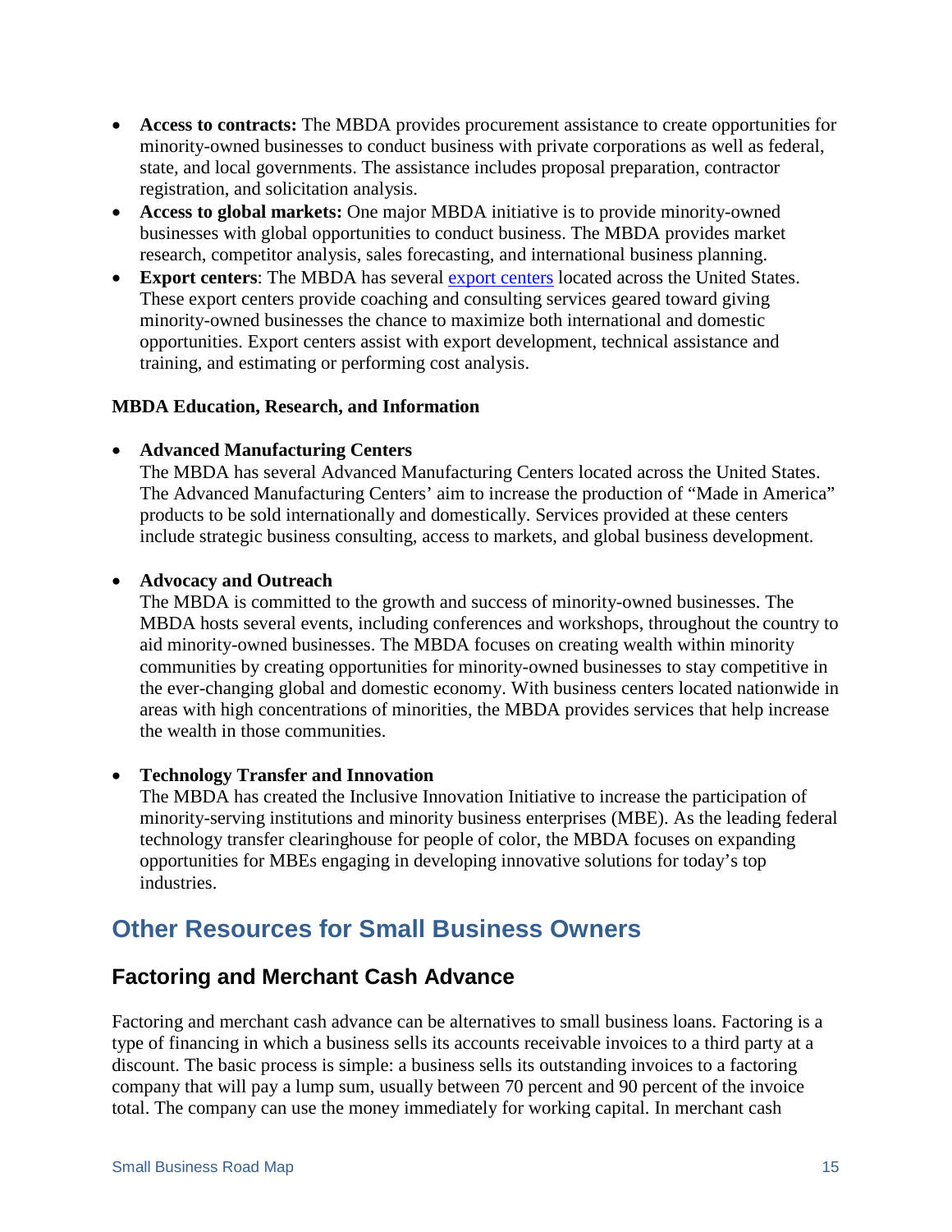- **Access to contracts:** The MBDA provides procurement assistance to create opportunities for minority-owned businesses to conduct business with private corporations as well as federal, state, and local governments. The assistance includes proposal preparation, contractor registration, and solicitation analysis.
- **Access to global markets:** One major MBDA initiative is to provide minority-owned businesses with global opportunities to conduct business. The MBDA provides market research, competitor analysis, sales forecasting, and international business planning.
- **Export centers**: The MBDA has several export centers located across the United States. These export centers provide coaching and consulting services geared toward giving minority-owned businesses the chance to maximize both international and domestic opportunities. Export centers assist with export development, technical assistance and training, and estimating or performing cost analysis.

**MBDA Education, Research, and Information**

- **Advanced Manufacturing Centers**
  The MBDA has several Advanced Manufacturing Centers located across the United States. The Advanced Manufacturing Centers' aim to increase the production of "Made in America" products to be sold internationally and domestically. Services provided at these centers include strategic business consulting, access to markets, and global business development.

- **Advocacy and Outreach**
  The MBDA is committed to the growth and success of minority-owned businesses. The MBDA hosts several events, including conferences and workshops, throughout the country to aid minority-owned businesses. The MBDA focuses on creating wealth within minority communities by creating opportunities for minority-owned businesses to stay competitive in the ever-changing global and domestic economy. With business centers located nationwide in areas with high concentrations of minorities, the MBDA provides services that help increase the wealth in those communities.

- **Technology Transfer and Innovation**
  The MBDA has created the Inclusive Innovation Initiative to increase the participation of minority-serving institutions and minority business enterprises (MBE). As the leading federal technology transfer clearinghouse for people of color, the MBDA focuses on expanding opportunities for MBEs engaging in developing innovative solutions for today's top industries.

## Other Resources for Small Business Owners

### Factoring and Merchant Cash Advance

Factoring and merchant cash advance can be alternatives to small business loans. Factoring is a type of financing in which a business sells its accounts receivable invoices to a third party at a discount. The basic process is simple: a business sells its outstanding invoices to a factoring company that will pay a lump sum, usually between 70 percent and 90 percent of the invoice total. The company can use the money immediately for working capital. In merchant cash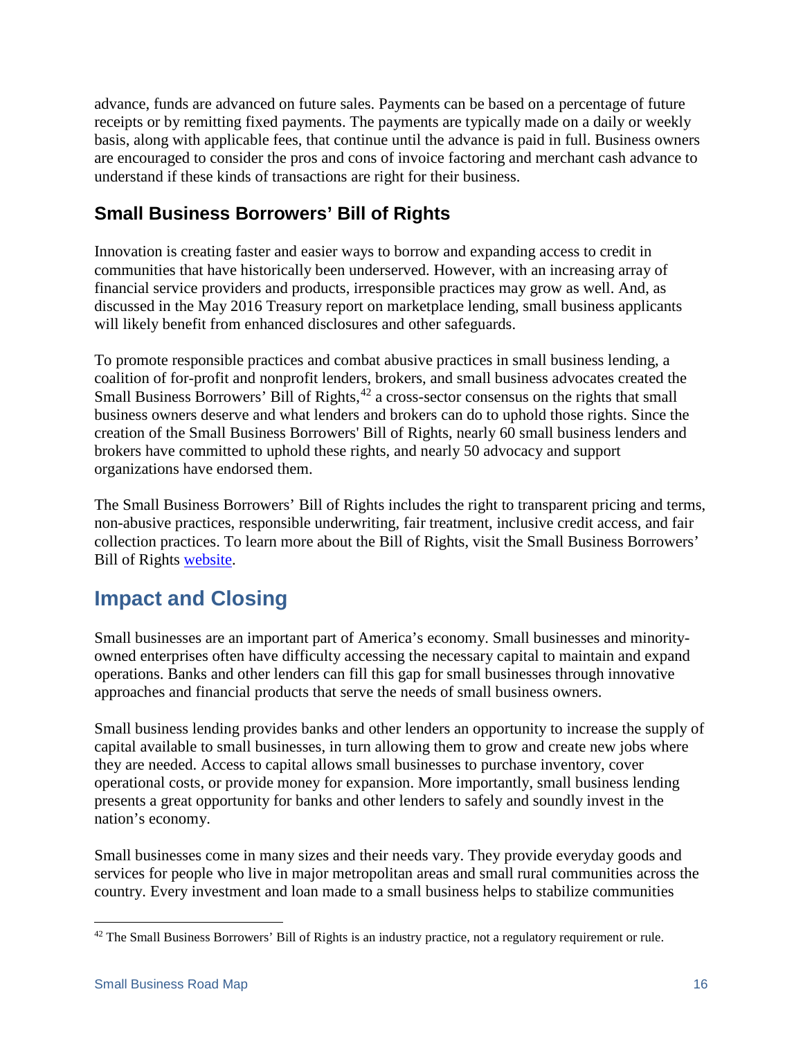advance, funds are advanced on future sales. Payments can be based on a percentage of future receipts or by remitting fixed payments. The payments are typically made on a daily or weekly basis, along with applicable fees, that continue until the advance is paid in full. Business owners are encouraged to consider the pros and cons of invoice factoring and merchant cash advance to understand if these kinds of transactions are right for their business.

### Small Business Borrowers' Bill of Rights

Innovation is creating faster and easier ways to borrow and expanding access to credit in communities that have historically been underserved. However, with an increasing array of financial service providers and products, irresponsible practices may grow as well. And, as discussed in the May 2016 Treasury report on marketplace lending, small business applicants will likely benefit from enhanced disclosures and other safeguards.

To promote responsible practices and combat abusive practices in small business lending, a coalition of for-profit and nonprofit lenders, brokers, and small business advocates created the Small Business Borrowers' Bill of Rights,[42] a cross-sector consensus on the rights that small business owners deserve and what lenders and brokers can do to uphold those rights. Since the creation of the Small Business Borrowers' Bill of Rights, nearly 60 small business lenders and brokers have committed to uphold these rights, and nearly 50 advocacy and support organizations have endorsed them.

The Small Business Borrowers' Bill of Rights includes the right to transparent pricing and terms, non-abusive practices, responsible underwriting, fair treatment, inclusive credit access, and fair collection practices. To learn more about the Bill of Rights, visit the Small Business Borrowers' Bill of Rights website.

## Impact and Closing

Small businesses are an important part of America's economy. Small businesses and minority-owned enterprises often have difficulty accessing the necessary capital to maintain and expand operations. Banks and other lenders can fill this gap for small businesses through innovative approaches and financial products that serve the needs of small business owners.

Small business lending provides banks and other lenders an opportunity to increase the supply of capital available to small businesses, in turn allowing them to grow and create new jobs where they are needed. Access to capital allows small businesses to purchase inventory, cover operational costs, or provide money for expansion. More importantly, small business lending presents a great opportunity for banks and other lenders to safely and soundly invest in the nation's economy.

Small businesses come in many sizes and their needs vary. They provide everyday goods and services for people who live in major metropolitan areas and small rural communities across the country. Every investment and loan made to a small business helps to stabilize communities

[42] The Small Business Borrowers' Bill of Rights is an industry practice, not a regulatory requirement or rule.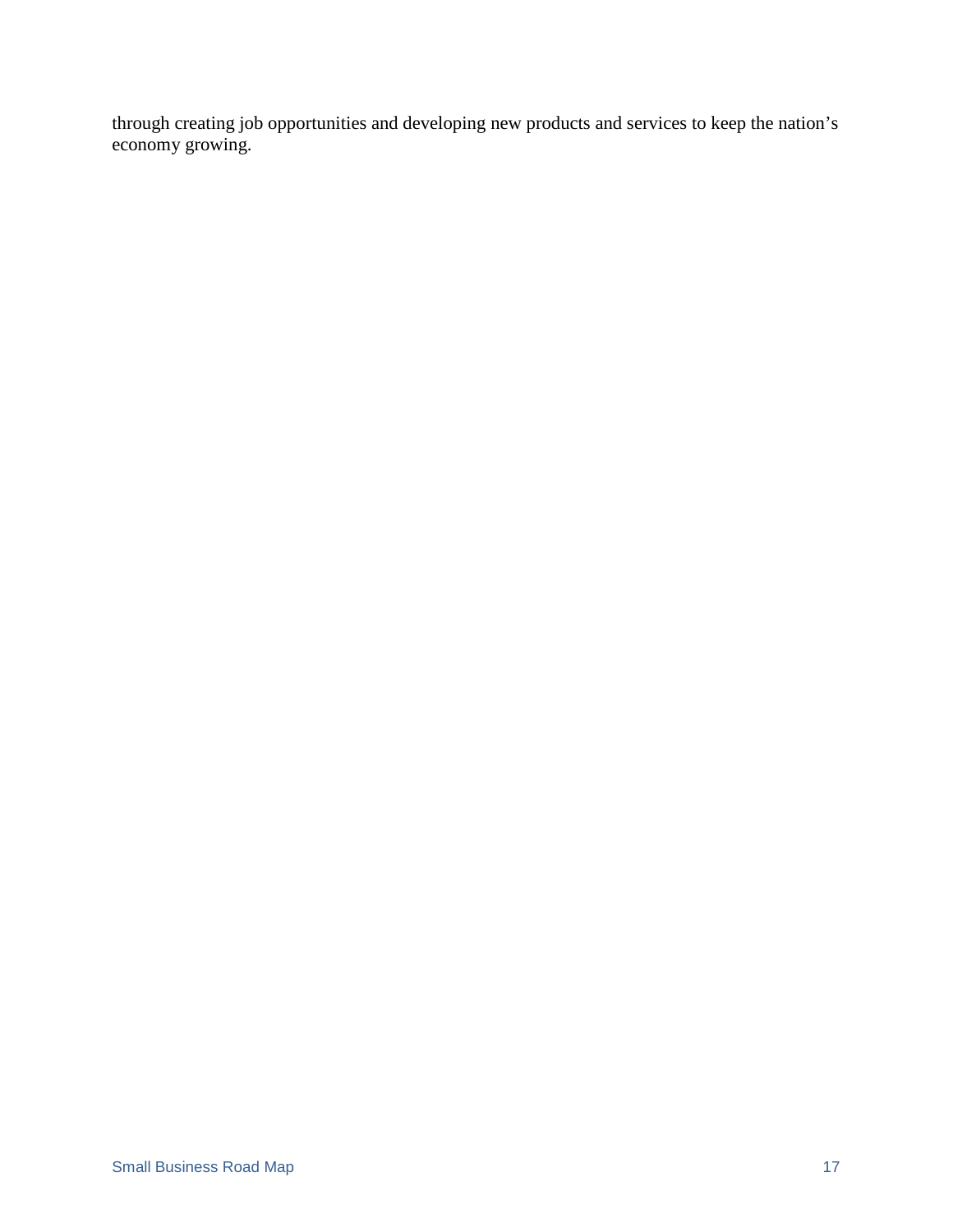through creating job opportunities and developing new products and services to keep the nation's economy growing.